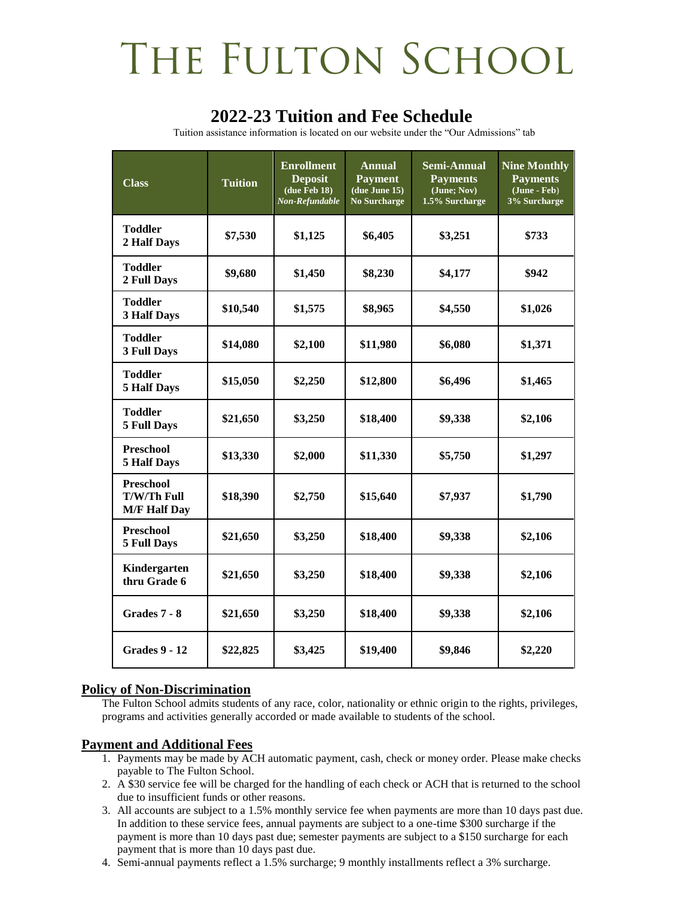# THE FULTON SCHOOL

## 2022-23 Tuition and Fee Schedule

Tuition assistance information is located on our website under the "Our Admissions" tab

| Class | Tuition | Enrollment Deposit (due Feb 18) *Non-Refundable* | Annual Payment (due June 15) No Surcharge | Semi-Annual Payments (June; Nov) 1.5% Surcharge | Nine Monthly Payments (June - Feb) 3% Surcharge |
|---|---|---|---|---|---|
| **Toddler 2 Half Days** | **$7,530** | **$1,125** | **$6,405** | **$3,251** | **$733** |
| **Toddler 2 Full Days** | **$9,680** | **$1,450** | **$8,230** | **$4,177** | **$942** |
| **Toddler 3 Half Days** | **$10,540** | **$1,575** | **$8,965** | **$4,550** | **$1,026** |
| **Toddler 3 Full Days** | **$14,080** | **$2,100** | **$11,980** | **$6,080** | **$1,371** |
| **Toddler 5 Half Days** | **$15,050** | **$2,250** | **$12,800** | **$6,496** | **$1,465** |
| **Toddler 5 Full Days** | **$21,650** | **$3,250** | **$18,400** | **$9,338** | **$2,106** |
| **Preschool 5 Half Days** | **$13,330** | **$2,000** | **$11,330** | **$5,750** | **$1,297** |
| **Preschool T/W/Th Full M/F Half Day** | **$18,390** | **$2,750** | **$15,640** | **$7,937** | **$1,790** |
| **Preschool 5 Full Days** | **$21,650** | **$3,250** | **$18,400** | **$9,338** | **$2,106** |
| **Kindergarten thru Grade 6** | **$21,650** | **$3,250** | **$18,400** | **$9,338** | **$2,106** |
| **Grades 7 - 8** | **$21,650** | **$3,250** | **$18,400** | **$9,338** | **$2,106** |
| **Grades 9 - 12** | **$22,825** | **$3,425** | **$19,400** | **$9,846** | **$2,220** |

### Policy of Non-Discrimination

The Fulton School admits students of any race, color, nationality or ethnic origin to the rights, privileges, programs and activities generally accorded or made available to students of the school.

### Payment and Additional Fees

1. Payments may be made by ACH automatic payment, cash, check or money order. Please make checks payable to The Fulton School.
2. A $30 service fee will be charged for the handling of each check or ACH that is returned to the school due to insufficient funds or other reasons.
3. All accounts are subject to a 1.5% monthly service fee when payments are more than 10 days past due. In addition to these service fees, annual payments are subject to a one-time $300 surcharge if the payment is more than 10 days past due; semester payments are subject to a $150 surcharge for each payment that is more than 10 days past due.
4. Semi-annual payments reflect a 1.5% surcharge; 9 monthly installments reflect a 3% surcharge.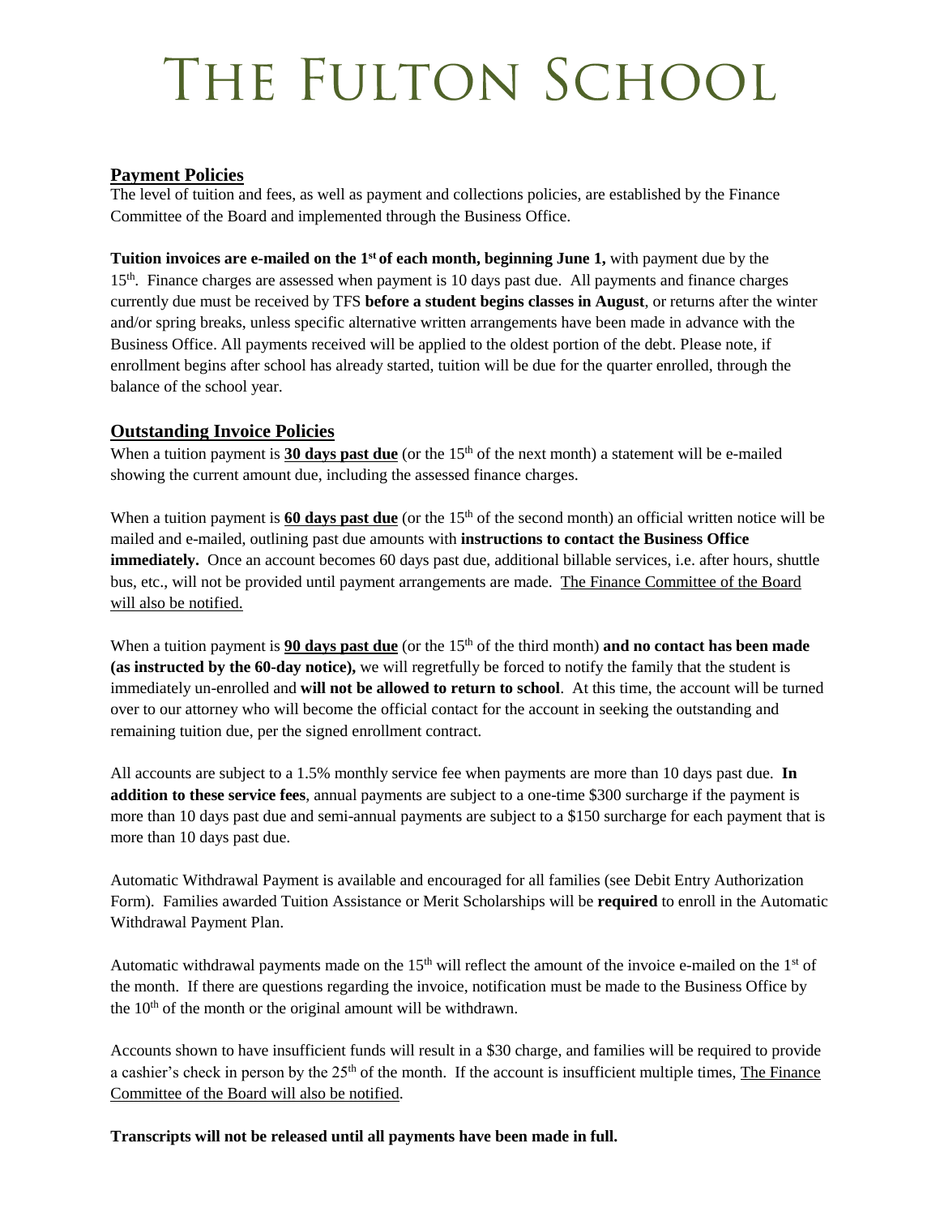# The Fulton School

## Payment Policies

The level of tuition and fees, as well as payment and collections policies, are established by the Finance Committee of the Board and implemented through the Business Office.

**Tuition invoices are e-mailed on the 1st of each month, beginning June 1,** with payment due by the 15th. Finance charges are assessed when payment is 10 days past due. All payments and finance charges currently due must be received by TFS **before a student begins classes in August**, or returns after the winter and/or spring breaks, unless specific alternative written arrangements have been made in advance with the Business Office. All payments received will be applied to the oldest portion of the debt. Please note, if enrollment begins after school has already started, tuition will be due for the quarter enrolled, through the balance of the school year.

## Outstanding Invoice Policies

When a tuition payment is **30 days past due** (or the 15th of the next month) a statement will be e-mailed showing the current amount due, including the assessed finance charges.

When a tuition payment is **60 days past due** (or the 15th of the second month) an official written notice will be mailed and e-mailed, outlining past due amounts with **instructions to contact the Business Office immediately.** Once an account becomes 60 days past due, additional billable services, i.e. after hours, shuttle bus, etc., will not be provided until payment arrangements are made. The Finance Committee of the Board will also be notified.

When a tuition payment is **90 days past due** (or the 15th of the third month) **and no contact has been made (as instructed by the 60-day notice),** we will regretfully be forced to notify the family that the student is immediately un-enrolled and **will not be allowed to return to school**. At this time, the account will be turned over to our attorney who will become the official contact for the account in seeking the outstanding and remaining tuition due, per the signed enrollment contract.

All accounts are subject to a 1.5% monthly service fee when payments are more than 10 days past due. **In addition to these service fees**, annual payments are subject to a one-time $300 surcharge if the payment is more than 10 days past due and semi-annual payments are subject to a $150 surcharge for each payment that is more than 10 days past due.

Automatic Withdrawal Payment is available and encouraged for all families (see Debit Entry Authorization Form). Families awarded Tuition Assistance or Merit Scholarships will be **required** to enroll in the Automatic Withdrawal Payment Plan.

Automatic withdrawal payments made on the 15th will reflect the amount of the invoice e-mailed on the 1st of the month. If there are questions regarding the invoice, notification must be made to the Business Office by the 10th of the month or the original amount will be withdrawn.

Accounts shown to have insufficient funds will result in a $30 charge, and families will be required to provide a cashier's check in person by the 25th of the month. If the account is insufficient multiple times, The Finance Committee of the Board will also be notified.

**Transcripts will not be released until all payments have been made in full.**